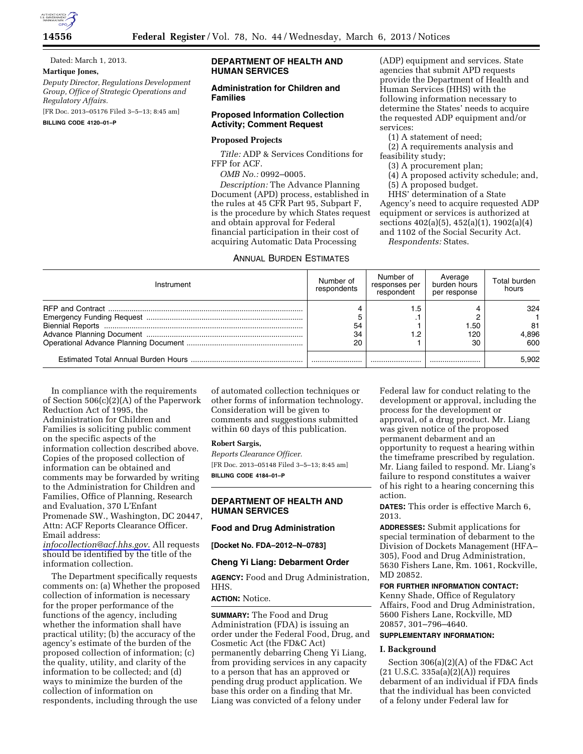Dated: March 1, 2013.

**Martique Jones,**

*Deputy Director, Regulations Development Group, Office of Strategic Operations and Regulatory Affairs.*

[FR Doc. 2013–05176 Filed 3–5–13; 8:45 am]

**BILLING CODE 4120–01–P**

## DEPARTMENT OF HEALTH AND HUMAN SERVICES

### Administration for Children and Families

### Proposed Information Collection Activity; Comment Request

#### Proposed Projects

*Title:* ADP & Services Conditions for FFP for ACF.

*OMB No.:* 0992–0005.

*Description:* The Advance Planning Document (APD) process, established in the rules at 45 CFR Part 95, Subpart F, is the procedure by which States request and obtain approval for Federal financial participation in their cost of acquiring Automatic Data Processing (ADP) equipment and services. State agencies that submit APD requests provide the Department of Health and Human Services (HHS) with the following information necessary to determine the States' needs to acquire the requested ADP equipment and/or services:

(1) A statement of need;

(2) A requirements analysis and feasibility study;

(3) A procurement plan;

(4) A proposed activity schedule; and,

(5) A proposed budget.

HHS' determination of a State Agency's need to acquire requested ADP equipment or services is authorized at sections 402(a)(5), 452(a)(1), 1902(a)(4) and 1102 of the Social Security Act.

*Respondents:* States.

ANNUAL BURDEN ESTIMATES

| Instrument | Number of respondents | Number of responses per respondent | Average burden hours per response | Total burden hours |
|---|---|---|---|---|
| RFP and Contract | 4 | 1.5 | 4 | 324 |
| Emergency Funding Request | 5 | .1 | 2 | 1 |
| Biennial Reports | 54 | 1 | 1.50 | 81 |
| Advance Planning Document | 34 | 1.2 | 120 | 4,896 |
| Operational Advance Planning Document | 20 | 1 | 30 | 600 |
| Estimated Total Annual Burden Hours | | | | 5,902 |

In compliance with the requirements of Section 506(c)(2)(A) of the Paperwork Reduction Act of 1995, the Administration for Children and Families is soliciting public comment on the specific aspects of the information collection described above. Copies of the proposed collection of information can be obtained and comments may be forwarded by writing to the Administration for Children and Families, Office of Planning, Research and Evaluation, 370 L'Enfant Promenade SW., Washington, DC 20447, Attn: ACF Reports Clearance Officer. Email address: *infocollection@acf.hhs.gov.* All requests should be identified by the title of the information collection.

The Department specifically requests comments on: (a) Whether the proposed collection of information is necessary for the proper performance of the functions of the agency, including whether the information shall have practical utility; (b) the accuracy of the agency's estimate of the burden of the proposed collection of information; (c) the quality, utility, and clarity of the information to be collected; and (d) ways to minimize the burden of the collection of information on respondents, including through the use of automated collection techniques or other forms of information technology. Consideration will be given to comments and suggestions submitted within 60 days of this publication.

**Robert Sargis,**

*Reports Clearance Officer.*

[FR Doc. 2013–05148 Filed 3–5–13; 8:45 am]

**BILLING CODE 4184–01–P**

## DEPARTMENT OF HEALTH AND HUMAN SERVICES

### Food and Drug Administration

**[Docket No. FDA–2012–N–0783]**

### Cheng Yi Liang: Debarment Order

**AGENCY:** Food and Drug Administration, HHS.

**ACTION:** Notice.

**SUMMARY:** The Food and Drug Administration (FDA) is issuing an order under the Federal Food, Drug, and Cosmetic Act (the FD&C Act) permanently debarring Cheng Yi Liang, from providing services in any capacity to a person that has an approved or pending drug product application. We base this order on a finding that Mr. Liang was convicted of a felony under Federal law for conduct relating to the development or approval, including the process for the development or approval, of a drug product. Mr. Liang was given notice of the proposed permanent debarment and an opportunity to request a hearing within the timeframe prescribed by regulation. Mr. Liang failed to respond. Mr. Liang's failure to respond constitutes a waiver of his right to a hearing concerning this action.

**DATES:** This order is effective March 6, 2013.

**ADDRESSES:** Submit applications for special termination of debarment to the Division of Dockets Management (HFA–305), Food and Drug Administration, 5630 Fishers Lane, Rm. 1061, Rockville, MD 20852.

**FOR FURTHER INFORMATION CONTACT:** Kenny Shade, Office of Regulatory Affairs, Food and Drug Administration, 5600 Fishers Lane, Rockville, MD 20857, 301–796–4640.

**SUPPLEMENTARY INFORMATION:**

#### I. Background

Section 306(a)(2)(A) of the FD&C Act (21 U.S.C. 335a(a)(2)(A)) requires debarment of an individual if FDA finds that the individual has been convicted of a felony under Federal law for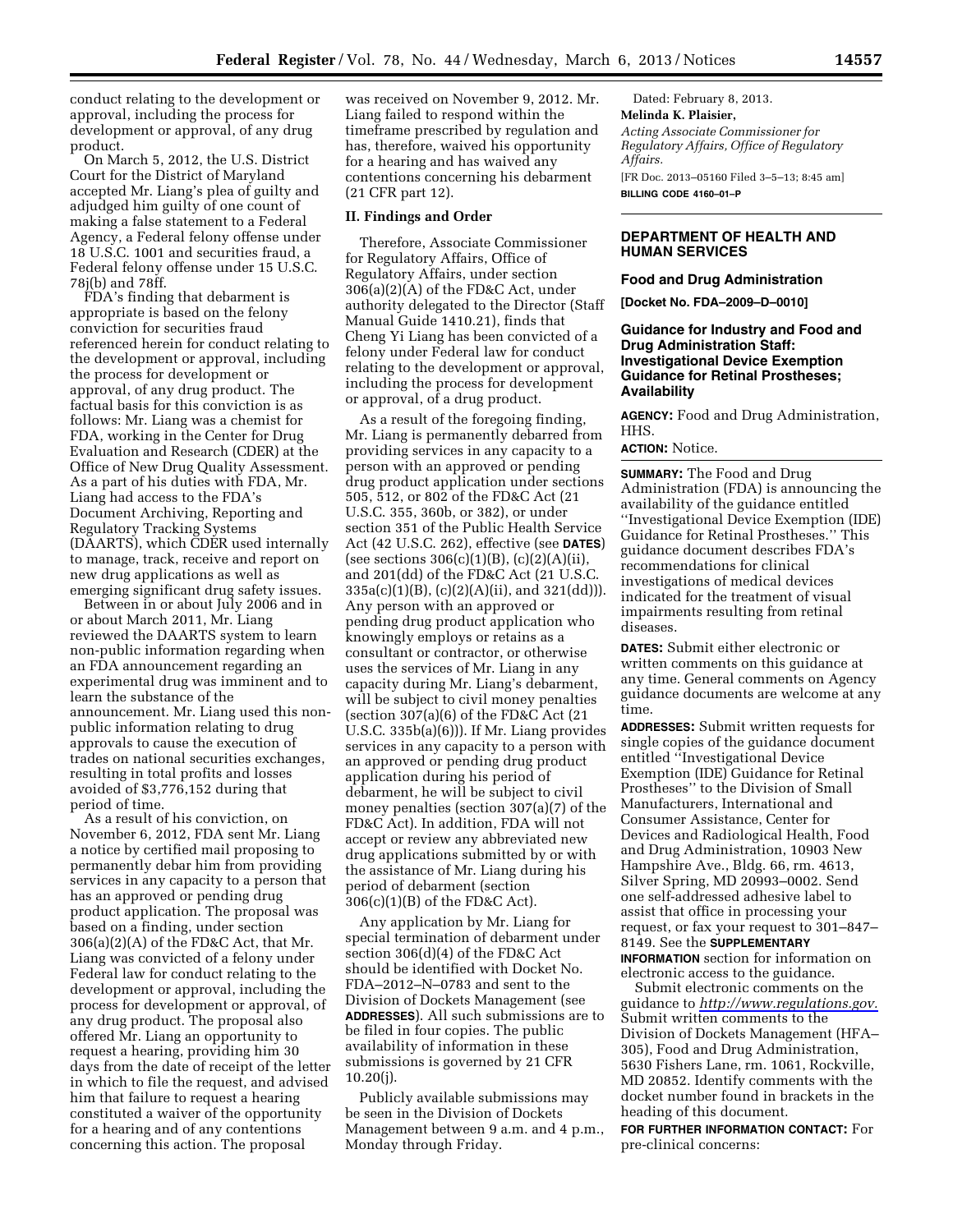conduct relating to the development or approval, including the process for development or approval, of any drug product.

On March 5, 2012, the U.S. District Court for the District of Maryland accepted Mr. Liang's plea of guilty and adjudged him guilty of one count of making a false statement to a Federal Agency, a Federal felony offense under 18 U.S.C. 1001 and securities fraud, a Federal felony offense under 15 U.S.C. 78j(b) and 78ff.

FDA's finding that debarment is appropriate is based on the felony conviction for securities fraud referenced herein for conduct relating to the development or approval, including the process for development or approval, of any drug product. The factual basis for this conviction is as follows: Mr. Liang was a chemist for FDA, working in the Center for Drug Evaluation and Research (CDER) at the Office of New Drug Quality Assessment. As a part of his duties with FDA, Mr. Liang had access to the FDA's Document Archiving, Reporting and Regulatory Tracking Systems (DAARTS), which CDER used internally to manage, track, receive and report on new drug applications as well as emerging significant drug safety issues.

Between in or about July 2006 and in or about March 2011, Mr. Liang reviewed the DAARTS system to learn non-public information regarding when an FDA announcement regarding an experimental drug was imminent and to learn the substance of the announcement. Mr. Liang used this non-public information relating to drug approvals to cause the execution of trades on national securities exchanges, resulting in total profits and losses avoided of $3,776,152 during that period of time.

As a result of his conviction, on November 6, 2012, FDA sent Mr. Liang a notice by certified mail proposing to permanently debar him from providing services in any capacity to a person that has an approved or pending drug product application. The proposal was based on a finding, under section 306(a)(2)(A) of the FD&C Act, that Mr. Liang was convicted of a felony under Federal law for conduct relating to the development or approval, including the process for development or approval, of any drug product. The proposal also offered Mr. Liang an opportunity to request a hearing, providing him 30 days from the date of receipt of the letter in which to file the request, and advised him that failure to request a hearing constituted a waiver of the opportunity for a hearing and of any contentions concerning this action. The proposal was received on November 9, 2012. Mr. Liang failed to respond within the timeframe prescribed by regulation and has, therefore, waived his opportunity for a hearing and has waived any contentions concerning his debarment (21 CFR part 12).

## II. Findings and Order

Therefore, Associate Commissioner for Regulatory Affairs, Office of Regulatory Affairs, under section 306(a)(2)(A) of the FD&C Act, under authority delegated to the Director (Staff Manual Guide 1410.21), finds that Cheng Yi Liang has been convicted of a felony under Federal law for conduct relating to the development or approval, including the process for development or approval, of a drug product.

As a result of the foregoing finding, Mr. Liang is permanently debarred from providing services in any capacity to a person with an approved or pending drug product application under sections 505, 512, or 802 of the FD&C Act (21 U.S.C. 355, 360b, or 382), or under section 351 of the Public Health Service Act (42 U.S.C. 262), effective (see **DATES**) (see sections 306(c)(1)(B), (c)(2)(A)(ii), and 201(dd) of the FD&C Act (21 U.S.C. 335a(c)(1)(B), (c)(2)(A)(ii), and 321(dd))). Any person with an approved or pending drug product application who knowingly employs or retains as a consultant or contractor, or otherwise uses the services of Mr. Liang in any capacity during Mr. Liang's debarment, will be subject to civil money penalties (section 307(a)(6) of the FD&C Act (21 U.S.C. 335b(a)(6))). If Mr. Liang provides services in any capacity to a person with an approved or pending drug product application during his period of debarment, he will be subject to civil money penalties (section 307(a)(7) of the FD&C Act). In addition, FDA will not accept or review any abbreviated new drug applications submitted by or with the assistance of Mr. Liang during his period of debarment (section 306(c)(1)(B) of the FD&C Act).

Any application by Mr. Liang for special termination of debarment under section 306(d)(4) of the FD&C Act should be identified with Docket No. FDA–2012–N–0783 and sent to the Division of Dockets Management (see **ADDRESSES**). All such submissions are to be filed in four copies. The public availability of information in these submissions is governed by 21 CFR 10.20(j).

Publicly available submissions may be seen in the Division of Dockets Management between 9 a.m. and 4 p.m., Monday through Friday.

Dated: February 8, 2013.

**Melinda K. Plaisier,**

*Acting Associate Commissioner for Regulatory Affairs, Office of Regulatory Affairs.*

[FR Doc. 2013–05160 Filed 3–5–13; 8:45 am]

**BILLING CODE 4160–01–P**

---

# DEPARTMENT OF HEALTH AND HUMAN SERVICES

## Food and Drug Administration

**[Docket No. FDA–2009–D–0010]**

## Guidance for Industry and Food and Drug Administration Staff: Investigational Device Exemption Guidance for Retinal Prostheses; Availability

**AGENCY:** Food and Drug Administration, HHS.

**ACTION:** Notice.

**SUMMARY:** The Food and Drug Administration (FDA) is announcing the availability of the guidance entitled ''Investigational Device Exemption (IDE) Guidance for Retinal Prostheses.'' This guidance document describes FDA's recommendations for clinical investigations of medical devices indicated for the treatment of visual impairments resulting from retinal diseases.

**DATES:** Submit either electronic or written comments on this guidance at any time. General comments on Agency guidance documents are welcome at any time.

**ADDRESSES:** Submit written requests for single copies of the guidance document entitled ''Investigational Device Exemption (IDE) Guidance for Retinal Prostheses'' to the Division of Small Manufacturers, International and Consumer Assistance, Center for Devices and Radiological Health, Food and Drug Administration, 10903 New Hampshire Ave., Bldg. 66, rm. 4613, Silver Spring, MD 20993–0002. Send one self-addressed adhesive label to assist that office in processing your request, or fax your request to 301–847–8149. See the **SUPPLEMENTARY INFORMATION** section for information on electronic access to the guidance.

Submit electronic comments on the guidance to *http://www.regulations.gov.* Submit written comments to the Division of Dockets Management (HFA–305), Food and Drug Administration, 5630 Fishers Lane, rm. 1061, Rockville, MD 20852. Identify comments with the docket number found in brackets in the heading of this document.

**FOR FURTHER INFORMATION CONTACT:** For pre-clinical concerns: